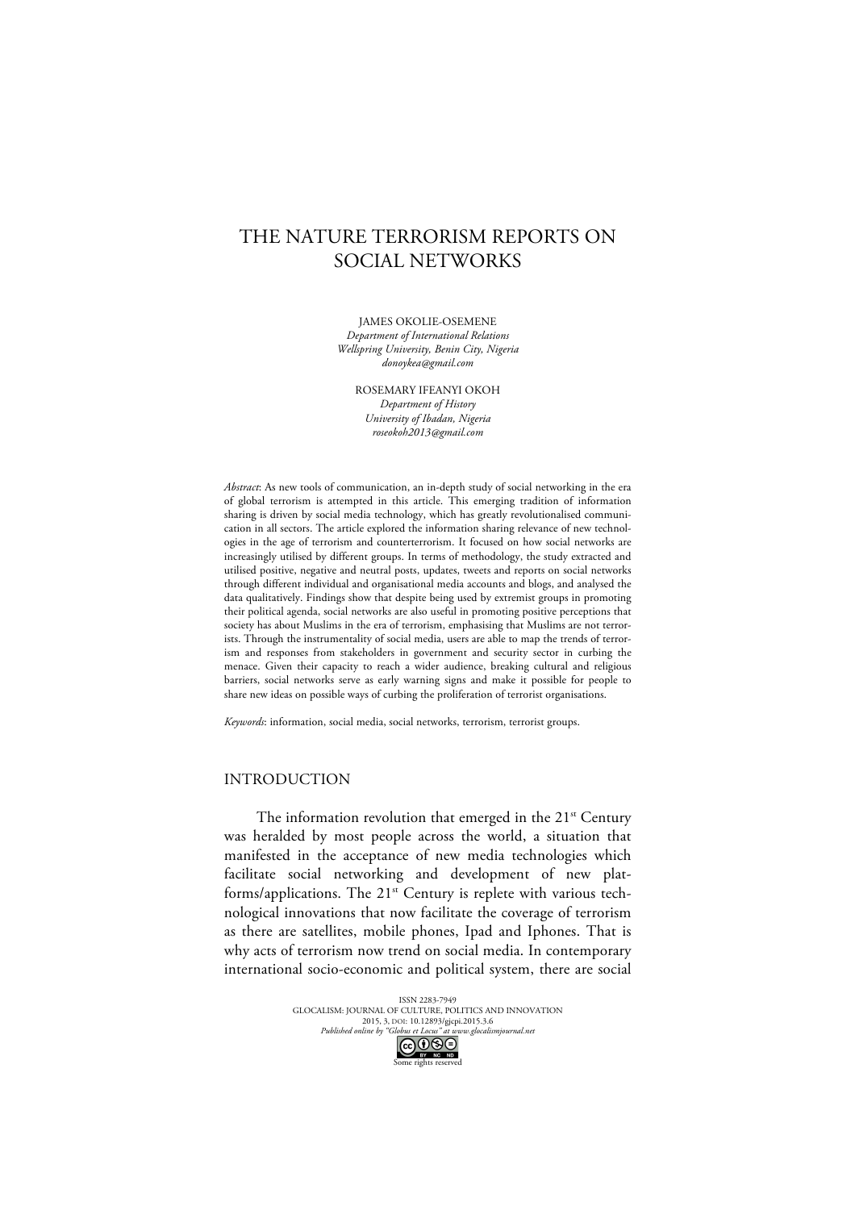# THE NATURE TERRORISM REPORTS ON SOCIAL NETWORKS

JAMES OKOLIE-OSEMENE
*Department of International Relations*
*Wellspring University, Benin City, Nigeria*
*donoykea@gmail.com*

ROSEMARY IFEANYI OKOH
*Department of History*
*University of Ibadan, Nigeria*
*roseokoh2013@gmail.com*

*Abstract*: As new tools of communication, an in-depth study of social networking in the era of global terrorism is attempted in this article. This emerging tradition of information sharing is driven by social media technology, which has greatly revolutionalised communication in all sectors. The article explored the information sharing relevance of new technologies in the age of terrorism and counterterrorism. It focused on how social networks are increasingly utilised by different groups. In terms of methodology, the study extracted and utilised positive, negative and neutral posts, updates, tweets and reports on social networks through different individual and organisational media accounts and blogs, and analysed the data qualitatively. Findings show that despite being used by extremist groups in promoting their political agenda, social networks are also useful in promoting positive perceptions that society has about Muslims in the era of terrorism, emphasising that Muslims are not terrorists. Through the instrumentality of social media, users are able to map the trends of terrorism and responses from stakeholders in government and security sector in curbing the menace. Given their capacity to reach a wider audience, breaking cultural and religious barriers, social networks serve as early warning signs and make it possible for people to share new ideas on possible ways of curbing the proliferation of terrorist organisations.

*Keywords*: information, social media, social networks, terrorism, terrorist groups.

## INTRODUCTION

The information revolution that emerged in the 21st Century was heralded by most people across the world, a situation that manifested in the acceptance of new media technologies which facilitate social networking and development of new platforms/applications. The 21st Century is replete with various technological innovations that now facilitate the coverage of terrorism as there are satellites, mobile phones, Ipad and Iphones. That is why acts of terrorism now trend on social media. In contemporary international socio-economic and political system, there are social

ISSN 2283-7949
GLOCALISM: JOURNAL OF CULTURE, POLITICS AND INNOVATION
2015, 3, DOI: 10.12893/gjcpi.2015.3.6
*Published online by "Globus et Locus" at www.glocalismjournal.net*
Some rights reserved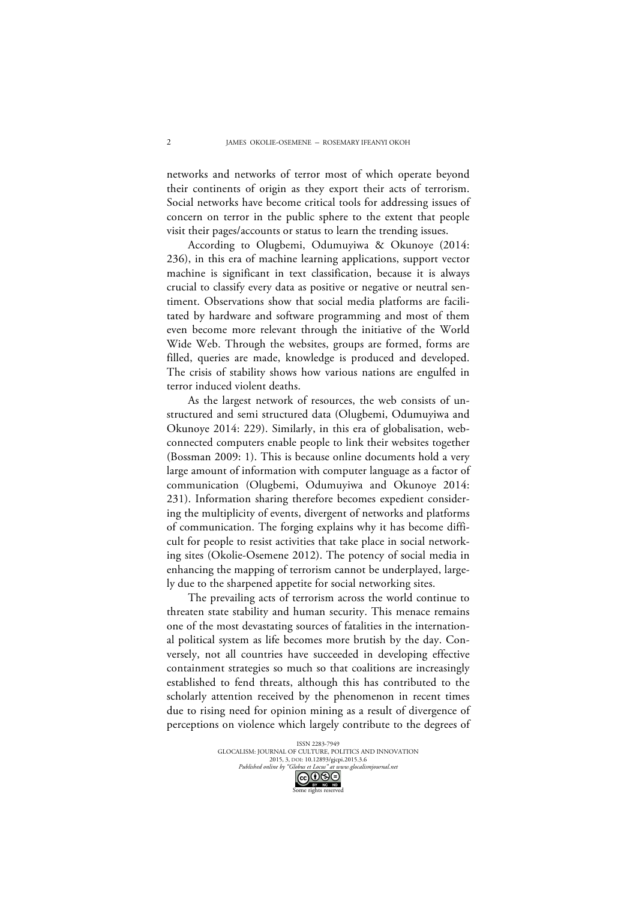networks and networks of terror most of which operate beyond their continents of origin as they export their acts of terrorism. Social networks have become critical tools for addressing issues of concern on terror in the public sphere to the extent that people visit their pages/accounts or status to learn the trending issues.

According to Olugbemi, Odumuyiwa & Okunoye (2014: 236), in this era of machine learning applications, support vector machine is significant in text classification, because it is always crucial to classify every data as positive or negative or neutral sentiment. Observations show that social media platforms are facilitated by hardware and software programming and most of them even become more relevant through the initiative of the World Wide Web. Through the websites, groups are formed, forms are filled, queries are made, knowledge is produced and developed. The crisis of stability shows how various nations are engulfed in terror induced violent deaths.

As the largest network of resources, the web consists of unstructured and semi structured data (Olugbemi, Odumuyiwa and Okunoye 2014: 229). Similarly, in this era of globalisation, web-connected computers enable people to link their websites together (Bossman 2009: 1). This is because online documents hold a very large amount of information with computer language as a factor of communication (Olugbemi, Odumuyiwa and Okunoye 2014: 231). Information sharing therefore becomes expedient considering the multiplicity of events, divergent of networks and platforms of communication. The forging explains why it has become difficult for people to resist activities that take place in social networking sites (Okolie-Osemene 2012). The potency of social media in enhancing the mapping of terrorism cannot be underplayed, largely due to the sharpened appetite for social networking sites.

The prevailing acts of terrorism across the world continue to threaten state stability and human security. This menace remains one of the most devastating sources of fatalities in the international political system as life becomes more brutish by the day. Conversely, not all countries have succeeded in developing effective containment strategies so much so that coalitions are increasingly established to fend threats, although this has contributed to the scholarly attention received by the phenomenon in recent times due to rising need for opinion mining as a result of divergence of perceptions on violence which largely contribute to the degrees of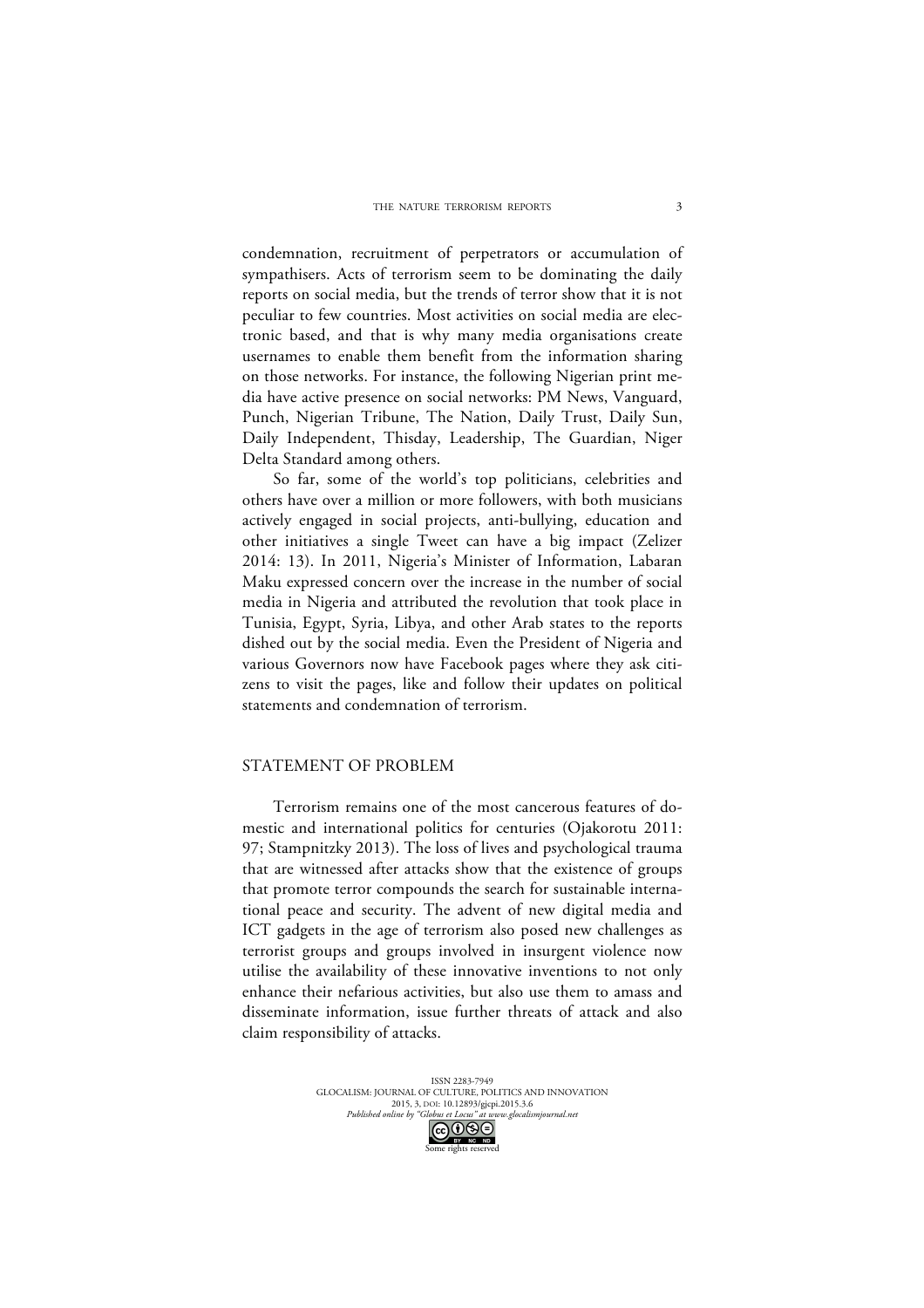condemnation, recruitment of perpetrators or accumulation of sympathisers. Acts of terrorism seem to be dominating the daily reports on social media, but the trends of terror show that it is not peculiar to few countries. Most activities on social media are electronic based, and that is why many media organisations create usernames to enable them benefit from the information sharing on those networks. For instance, the following Nigerian print media have active presence on social networks: PM News, Vanguard, Punch, Nigerian Tribune, The Nation, Daily Trust, Daily Sun, Daily Independent, Thisday, Leadership, The Guardian, Niger Delta Standard among others.

So far, some of the world's top politicians, celebrities and others have over a million or more followers, with both musicians actively engaged in social projects, anti-bullying, education and other initiatives a single Tweet can have a big impact (Zelizer 2014: 13). In 2011, Nigeria's Minister of Information, Labaran Maku expressed concern over the increase in the number of social media in Nigeria and attributed the revolution that took place in Tunisia, Egypt, Syria, Libya, and other Arab states to the reports dished out by the social media. Even the President of Nigeria and various Governors now have Facebook pages where they ask citizens to visit the pages, like and follow their updates on political statements and condemnation of terrorism.

## STATEMENT OF PROBLEM

Terrorism remains one of the most cancerous features of domestic and international politics for centuries (Ojakorotu 2011: 97; Stampnitzky 2013). The loss of lives and psychological trauma that are witnessed after attacks show that the existence of groups that promote terror compounds the search for sustainable international peace and security. The advent of new digital media and ICT gadgets in the age of terrorism also posed new challenges as terrorist groups and groups involved in insurgent violence now utilise the availability of these innovative inventions to not only enhance their nefarious activities, but also use them to amass and disseminate information, issue further threats of attack and also claim responsibility of attacks.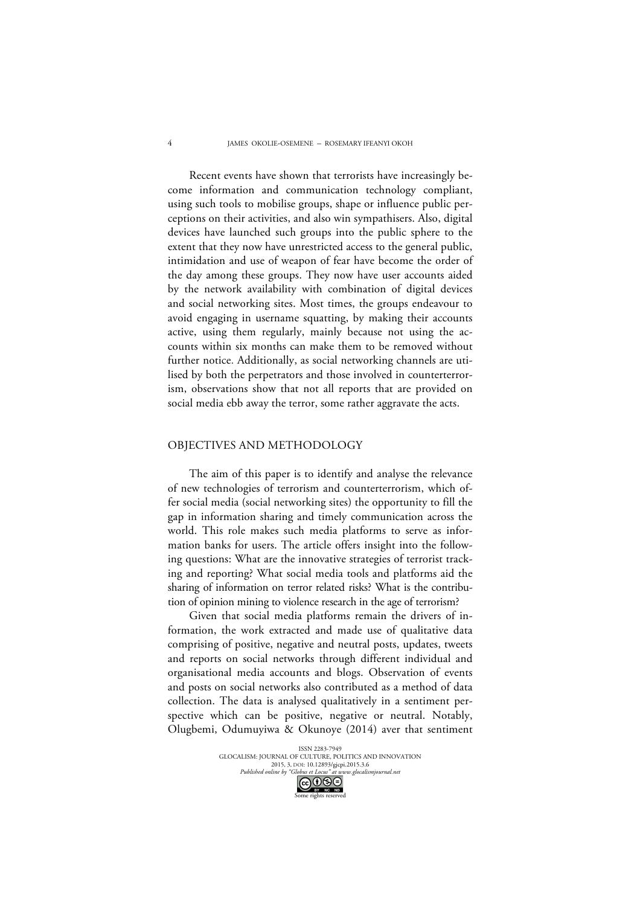Recent events have shown that terrorists have increasingly become information and communication technology compliant, using such tools to mobilise groups, shape or influence public perceptions on their activities, and also win sympathisers. Also, digital devices have launched such groups into the public sphere to the extent that they now have unrestricted access to the general public, intimidation and use of weapon of fear have become the order of the day among these groups. They now have user accounts aided by the network availability with combination of digital devices and social networking sites. Most times, the groups endeavour to avoid engaging in username squatting, by making their accounts active, using them regularly, mainly because not using the accounts within six months can make them to be removed without further notice. Additionally, as social networking channels are utilised by both the perpetrators and those involved in counterterrorism, observations show that not all reports that are provided on social media ebb away the terror, some rather aggravate the acts.

## OBJECTIVES AND METHODOLOGY

The aim of this paper is to identify and analyse the relevance of new technologies of terrorism and counterterrorism, which offer social media (social networking sites) the opportunity to fill the gap in information sharing and timely communication across the world. This role makes such media platforms to serve as information banks for users. The article offers insight into the following questions: What are the innovative strategies of terrorist tracking and reporting? What social media tools and platforms aid the sharing of information on terror related risks? What is the contribution of opinion mining to violence research in the age of terrorism?

Given that social media platforms remain the drivers of information, the work extracted and made use of qualitative data comprising of positive, negative and neutral posts, updates, tweets and reports on social networks through different individual and organisational media accounts and blogs. Observation of events and posts on social networks also contributed as a method of data collection. The data is analysed qualitatively in a sentiment perspective which can be positive, negative or neutral. Notably, Olugbemi, Odumuyiwa & Okunoye (2014) aver that sentiment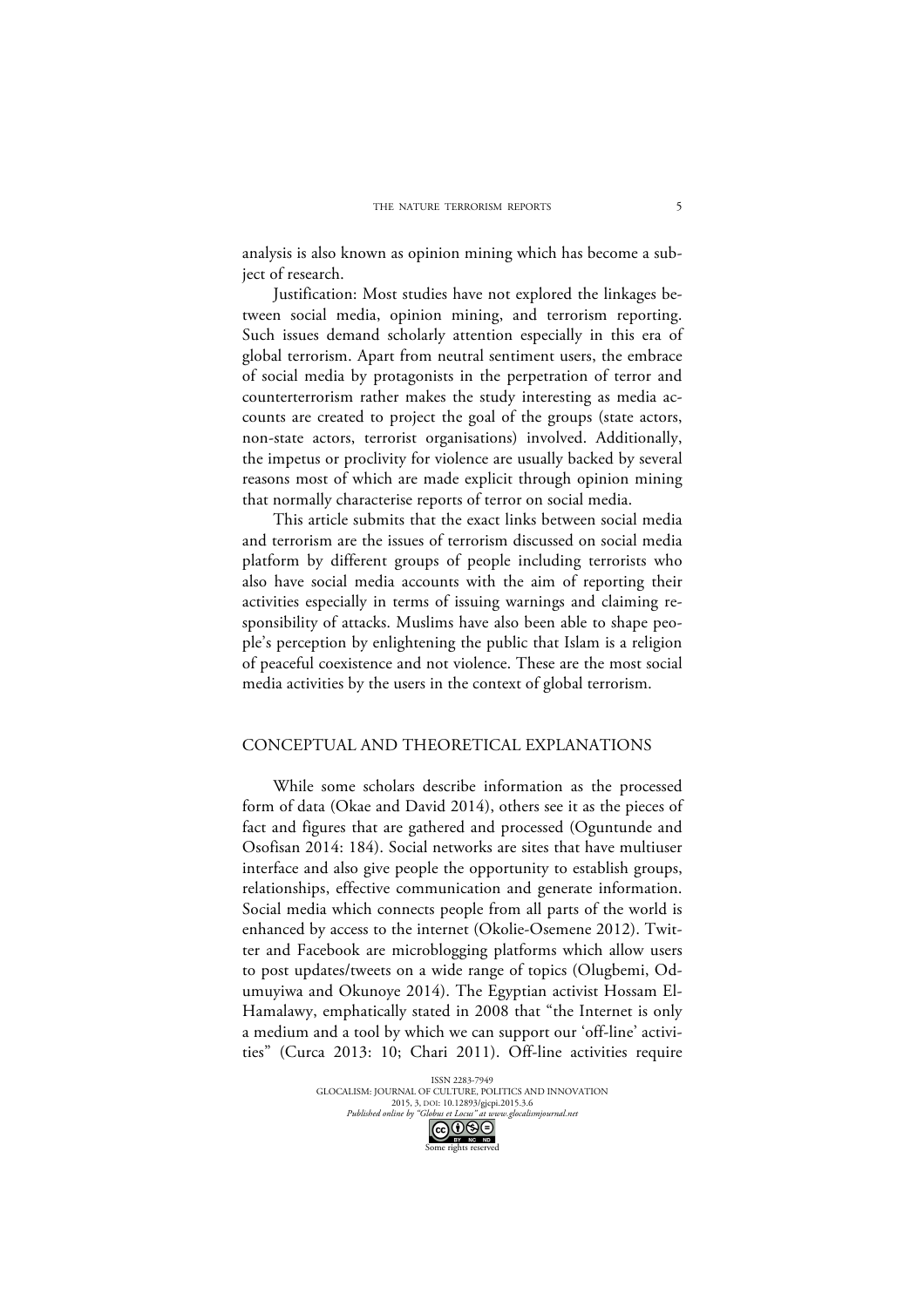analysis is also known as opinion mining which has become a subject of research.

Justification: Most studies have not explored the linkages between social media, opinion mining, and terrorism reporting. Such issues demand scholarly attention especially in this era of global terrorism. Apart from neutral sentiment users, the embrace of social media by protagonists in the perpetration of terror and counterterrorism rather makes the study interesting as media accounts are created to project the goal of the groups (state actors, non-state actors, terrorist organisations) involved. Additionally, the impetus or proclivity for violence are usually backed by several reasons most of which are made explicit through opinion mining that normally characterise reports of terror on social media.

This article submits that the exact links between social media and terrorism are the issues of terrorism discussed on social media platform by different groups of people including terrorists who also have social media accounts with the aim of reporting their activities especially in terms of issuing warnings and claiming responsibility of attacks. Muslims have also been able to shape people's perception by enlightening the public that Islam is a religion of peaceful coexistence and not violence. These are the most social media activities by the users in the context of global terrorism.

## CONCEPTUAL AND THEORETICAL EXPLANATIONS

While some scholars describe information as the processed form of data (Okae and David 2014), others see it as the pieces of fact and figures that are gathered and processed (Oguntunde and Osofisan 2014: 184). Social networks are sites that have multiuser interface and also give people the opportunity to establish groups, relationships, effective communication and generate information. Social media which connects people from all parts of the world is enhanced by access to the internet (Okolie-Osemene 2012). Twitter and Facebook are microblogging platforms which allow users to post updates/tweets on a wide range of topics (Olugbemi, Odumuyiwa and Okunoye 2014). The Egyptian activist Hossam El-Hamalawy, emphatically stated in 2008 that "the Internet is only a medium and a tool by which we can support our 'off-line' activities" (Curca 2013: 10; Chari 2011). Off-line activities require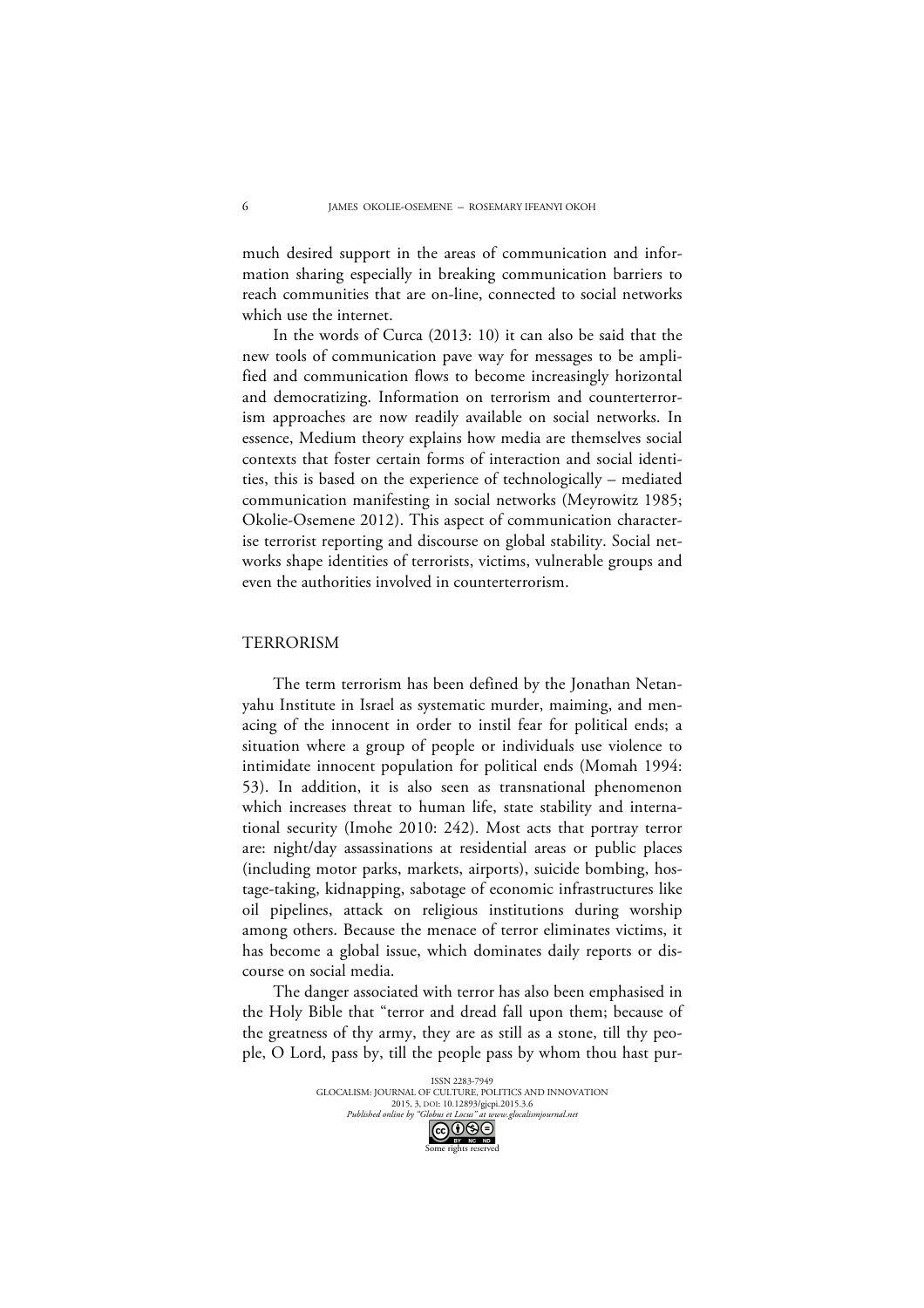much desired support in the areas of communication and information sharing especially in breaking communication barriers to reach communities that are on-line, connected to social networks which use the internet.

In the words of Curca (2013: 10) it can also be said that the new tools of communication pave way for messages to be amplified and communication flows to become increasingly horizontal and democratizing. Information on terrorism and counterterrorism approaches are now readily available on social networks. In essence, Medium theory explains how media are themselves social contexts that foster certain forms of interaction and social identities, this is based on the experience of technologically – mediated communication manifesting in social networks (Meyrowitz 1985; Okolie-Osemene 2012). This aspect of communication characterise terrorist reporting and discourse on global stability. Social networks shape identities of terrorists, victims, vulnerable groups and even the authorities involved in counterterrorism.

## TERRORISM

The term terrorism has been defined by the Jonathan Netanyahu Institute in Israel as systematic murder, maiming, and menacing of the innocent in order to instil fear for political ends; a situation where a group of people or individuals use violence to intimidate innocent population for political ends (Momah 1994: 53). In addition, it is also seen as transnational phenomenon which increases threat to human life, state stability and international security (Imohe 2010: 242). Most acts that portray terror are: night/day assassinations at residential areas or public places (including motor parks, markets, airports), suicide bombing, hostage-taking, kidnapping, sabotage of economic infrastructures like oil pipelines, attack on religious institutions during worship among others. Because the menace of terror eliminates victims, it has become a global issue, which dominates daily reports or discourse on social media.

The danger associated with terror has also been emphasised in the Holy Bible that "terror and dread fall upon them; because of the greatness of thy army, they are as still as a stone, till thy people, O Lord, pass by, till the people pass by whom thou hast pur-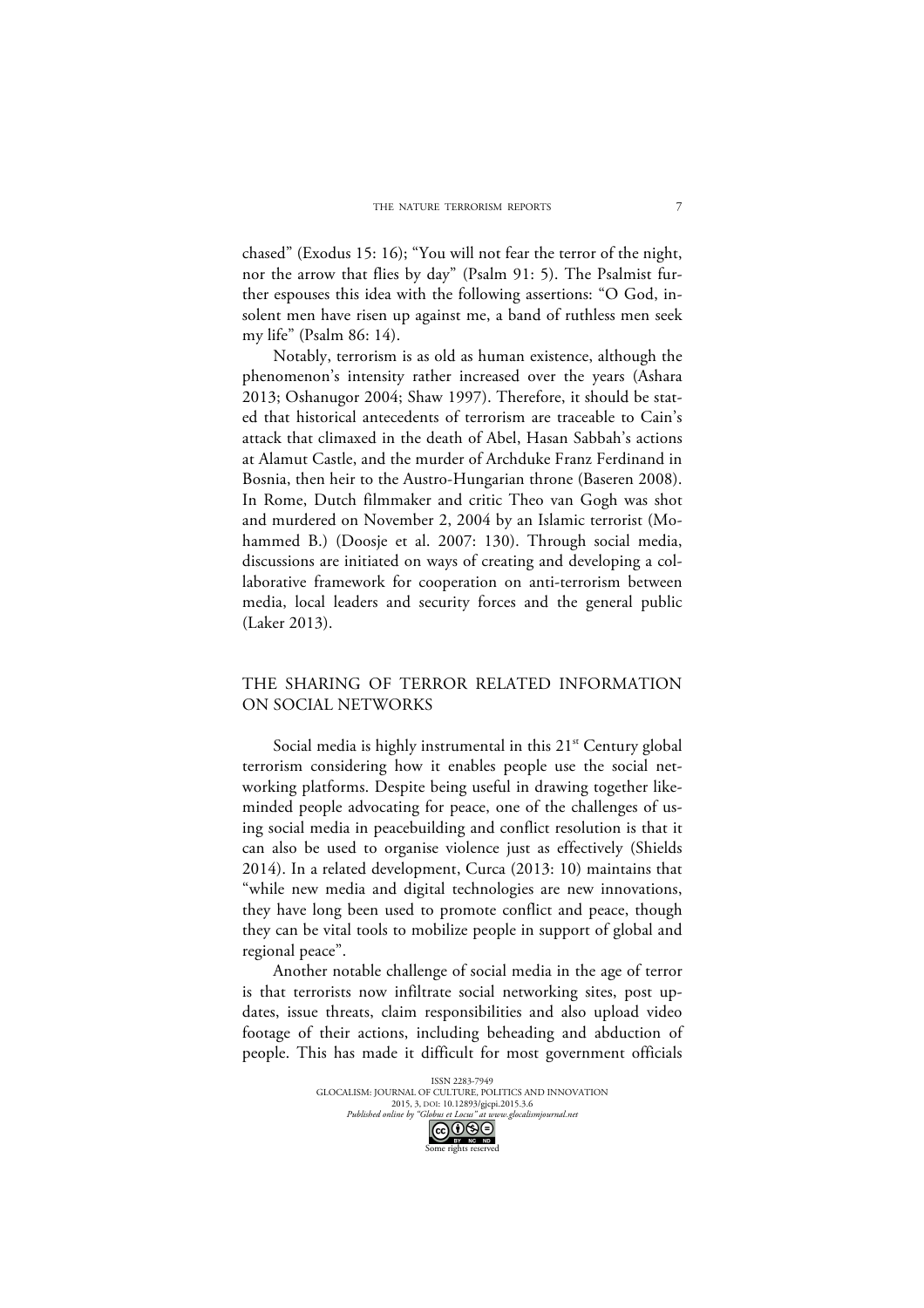chased" (Exodus 15: 16); "You will not fear the terror of the night, nor the arrow that flies by day" (Psalm 91: 5). The Psalmist further espouses this idea with the following assertions: "O God, insolent men have risen up against me, a band of ruthless men seek my life" (Psalm 86: 14).

Notably, terrorism is as old as human existence, although the phenomenon's intensity rather increased over the years (Ashara 2013; Oshanugor 2004; Shaw 1997). Therefore, it should be stated that historical antecedents of terrorism are traceable to Cain's attack that climaxed in the death of Abel, Hasan Sabbah's actions at Alamut Castle, and the murder of Archduke Franz Ferdinand in Bosnia, then heir to the Austro-Hungarian throne (Baseren 2008). In Rome, Dutch filmmaker and critic Theo van Gogh was shot and murdered on November 2, 2004 by an Islamic terrorist (Mohammed B.) (Doosje et al. 2007: 130). Through social media, discussions are initiated on ways of creating and developing a collaborative framework for cooperation on anti-terrorism between media, local leaders and security forces and the general public (Laker 2013).

## THE SHARING OF TERROR RELATED INFORMATION ON SOCIAL NETWORKS

Social media is highly instrumental in this 21st Century global terrorism considering how it enables people use the social networking platforms. Despite being useful in drawing together like-minded people advocating for peace, one of the challenges of using social media in peacebuilding and conflict resolution is that it can also be used to organise violence just as effectively (Shields 2014). In a related development, Curca (2013: 10) maintains that "while new media and digital technologies are new innovations, they have long been used to promote conflict and peace, though they can be vital tools to mobilize people in support of global and regional peace".

Another notable challenge of social media in the age of terror is that terrorists now infiltrate social networking sites, post updates, issue threats, claim responsibilities and also upload video footage of their actions, including beheading and abduction of people. This has made it difficult for most government officials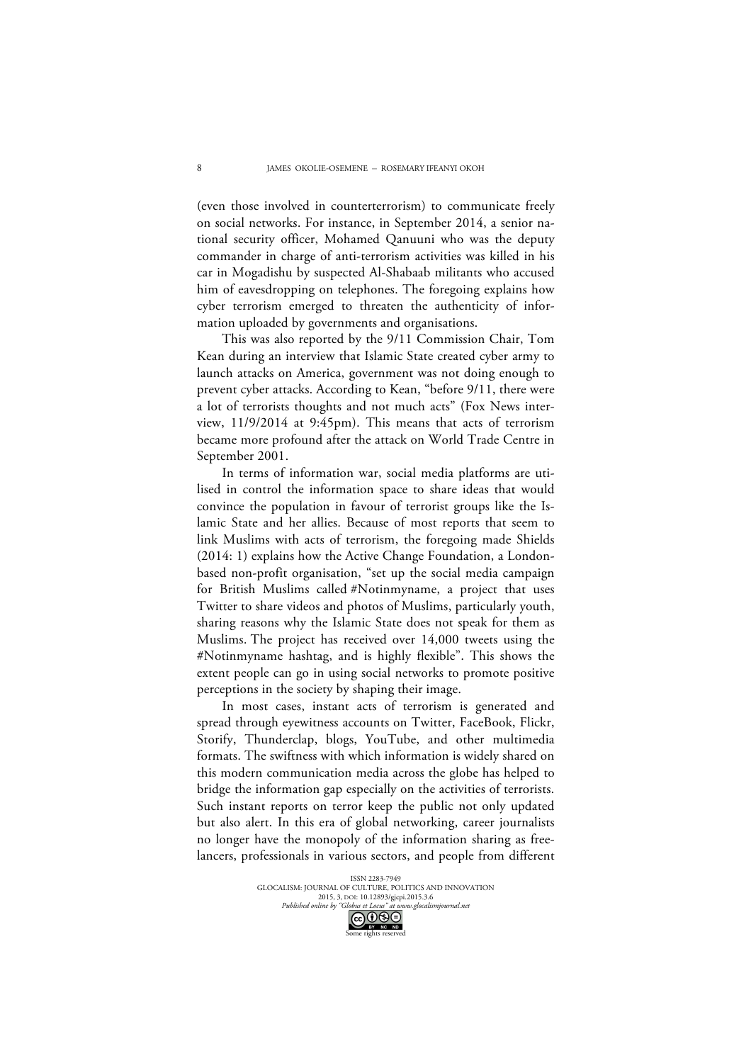(even those involved in counterterrorism) to communicate freely on social networks. For instance, in September 2014, a senior national security officer, Mohamed Qanuuni who was the deputy commander in charge of anti-terrorism activities was killed in his car in Mogadishu by suspected Al-Shabaab militants who accused him of eavesdropping on telephones. The foregoing explains how cyber terrorism emerged to threaten the authenticity of information uploaded by governments and organisations.

This was also reported by the 9/11 Commission Chair, Tom Kean during an interview that Islamic State created cyber army to launch attacks on America, government was not doing enough to prevent cyber attacks. According to Kean, "before 9/11, there were a lot of terrorists thoughts and not much acts" (Fox News interview, 11/9/2014 at 9:45pm). This means that acts of terrorism became more profound after the attack on World Trade Centre in September 2001.

In terms of information war, social media platforms are utilised in control the information space to share ideas that would convince the population in favour of terrorist groups like the Islamic State and her allies. Because of most reports that seem to link Muslims with acts of terrorism, the foregoing made Shields (2014: 1) explains how the Active Change Foundation, a London-based non-profit organisation, "set up the social media campaign for British Muslims called #Notinmyname, a project that uses Twitter to share videos and photos of Muslims, particularly youth, sharing reasons why the Islamic State does not speak for them as Muslims. The project has received over 14,000 tweets using the #Notinmyname hashtag, and is highly flexible". This shows the extent people can go in using social networks to promote positive perceptions in the society by shaping their image.

In most cases, instant acts of terrorism is generated and spread through eyewitness accounts on Twitter, FaceBook, Flickr, Storify, Thunderclap, blogs, YouTube, and other multimedia formats. The swiftness with which information is widely shared on this modern communication media across the globe has helped to bridge the information gap especially on the activities of terrorists. Such instant reports on terror keep the public not only updated but also alert. In this era of global networking, career journalists no longer have the monopoly of the information sharing as freelancers, professionals in various sectors, and people from different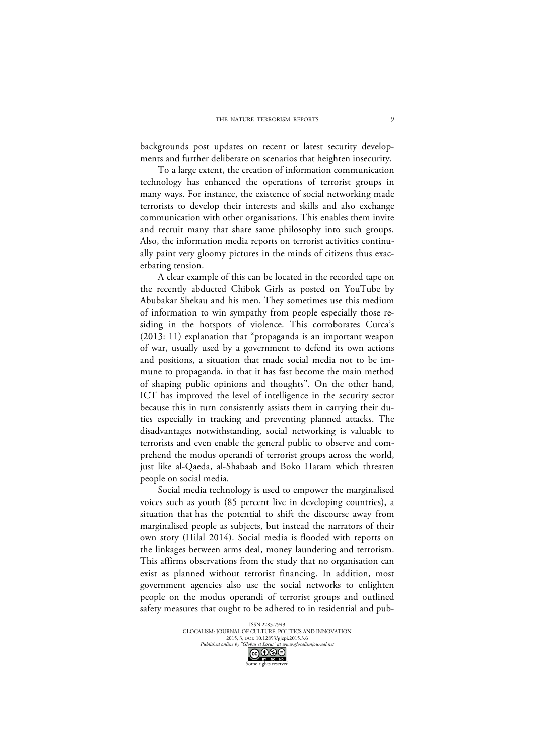backgrounds post updates on recent or latest security developments and further deliberate on scenarios that heighten insecurity.

To a large extent, the creation of information communication technology has enhanced the operations of terrorist groups in many ways. For instance, the existence of social networking made terrorists to develop their interests and skills and also exchange communication with other organisations. This enables them invite and recruit many that share same philosophy into such groups. Also, the information media reports on terrorist activities continually paint very gloomy pictures in the minds of citizens thus exacerbating tension.

A clear example of this can be located in the recorded tape on the recently abducted Chibok Girls as posted on YouTube by Abubakar Shekau and his men. They sometimes use this medium of information to win sympathy from people especially those residing in the hotspots of violence. This corroborates Curca's (2013: 11) explanation that "propaganda is an important weapon of war, usually used by a government to defend its own actions and positions, a situation that made social media not to be immune to propaganda, in that it has fast become the main method of shaping public opinions and thoughts". On the other hand, ICT has improved the level of intelligence in the security sector because this in turn consistently assists them in carrying their duties especially in tracking and preventing planned attacks. The disadvantages notwithstanding, social networking is valuable to terrorists and even enable the general public to observe and comprehend the modus operandi of terrorist groups across the world, just like al-Qaeda, al-Shabaab and Boko Haram which threaten people on social media.

Social media technology is used to empower the marginalised voices such as youth (85 percent live in developing countries), a situation that has the potential to shift the discourse away from marginalised people as subjects, but instead the narrators of their own story (Hilal 2014). Social media is flooded with reports on the linkages between arms deal, money laundering and terrorism. This affirms observations from the study that no organisation can exist as planned without terrorist financing. In addition, most government agencies also use the social networks to enlighten people on the modus operandi of terrorist groups and outlined safety measures that ought to be adhered to in residential and pub-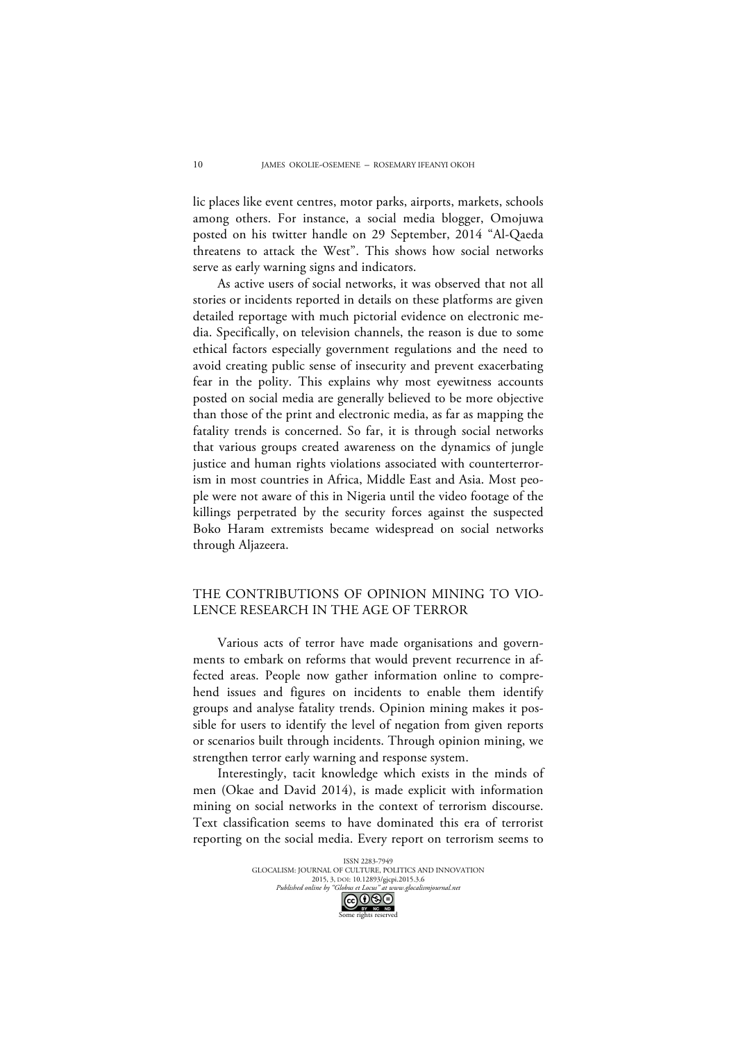lic places like event centres, motor parks, airports, markets, schools among others. For instance, a social media blogger, Omojuwa posted on his twitter handle on 29 September, 2014 "Al-Qaeda threatens to attack the West". This shows how social networks serve as early warning signs and indicators.

As active users of social networks, it was observed that not all stories or incidents reported in details on these platforms are given detailed reportage with much pictorial evidence on electronic media. Specifically, on television channels, the reason is due to some ethical factors especially government regulations and the need to avoid creating public sense of insecurity and prevent exacerbating fear in the polity. This explains why most eyewitness accounts posted on social media are generally believed to be more objective than those of the print and electronic media, as far as mapping the fatality trends is concerned. So far, it is through social networks that various groups created awareness on the dynamics of jungle justice and human rights violations associated with counterterrorism in most countries in Africa, Middle East and Asia. Most people were not aware of this in Nigeria until the video footage of the killings perpetrated by the security forces against the suspected Boko Haram extremists became widespread on social networks through Aljazeera.

## THE CONTRIBUTIONS OF OPINION MINING TO VIOLENCE RESEARCH IN THE AGE OF TERROR

Various acts of terror have made organisations and governments to embark on reforms that would prevent recurrence in affected areas. People now gather information online to comprehend issues and figures on incidents to enable them identify groups and analyse fatality trends. Opinion mining makes it possible for users to identify the level of negation from given reports or scenarios built through incidents. Through opinion mining, we strengthen terror early warning and response system.

Interestingly, tacit knowledge which exists in the minds of men (Okae and David 2014), is made explicit with information mining on social networks in the context of terrorism discourse. Text classification seems to have dominated this era of terrorist reporting on the social media. Every report on terrorism seems to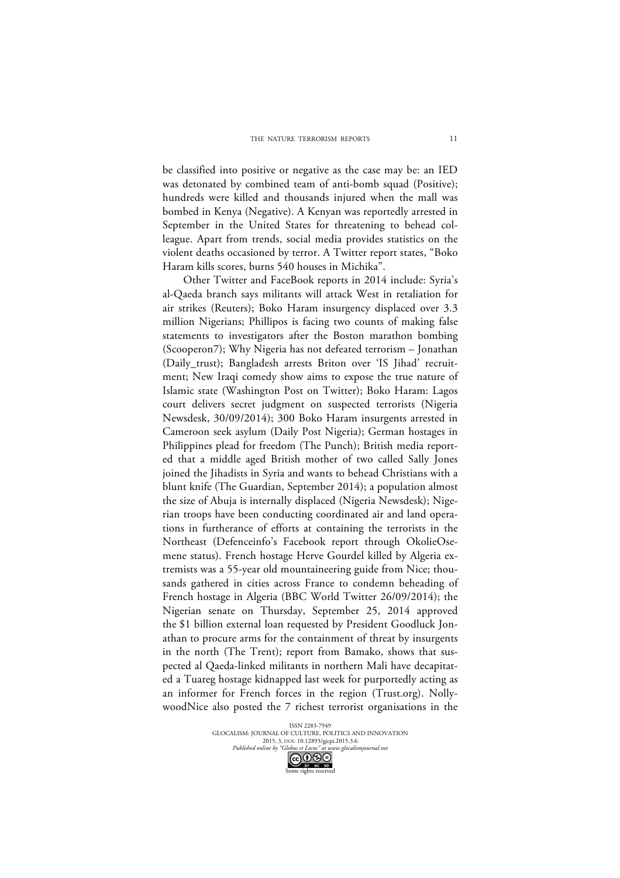be classified into positive or negative as the case may be: an IED was detonated by combined team of anti-bomb squad (Positive); hundreds were killed and thousands injured when the mall was bombed in Kenya (Negative). A Kenyan was reportedly arrested in September in the United States for threatening to behead colleague. Apart from trends, social media provides statistics on the violent deaths occasioned by terror. A Twitter report states, "Boko Haram kills scores, burns 540 houses in Michika".

Other Twitter and FaceBook reports in 2014 include: Syria's al-Qaeda branch says militants will attack West in retaliation for air strikes (Reuters); Boko Haram insurgency displaced over 3.3 million Nigerians; Phillipos is facing two counts of making false statements to investigators after the Boston marathon bombing (Scooperon7); Why Nigeria has not defeated terrorism – Jonathan (Daily_trust); Bangladesh arrests Briton over 'IS Jihad' recruitment; New Iraqi comedy show aims to expose the true nature of Islamic state (Washington Post on Twitter); Boko Haram: Lagos court delivers secret judgment on suspected terrorists (Nigeria Newsdesk, 30/09/2014); 300 Boko Haram insurgents arrested in Cameroon seek asylum (Daily Post Nigeria); German hostages in Philippines plead for freedom (The Punch); British media reported that a middle aged British mother of two called Sally Jones joined the Jihadists in Syria and wants to behead Christians with a blunt knife (The Guardian, September 2014); a population almost the size of Abuja is internally displaced (Nigeria Newsdesk); Nigerian troops have been conducting coordinated air and land operations in furtherance of efforts at containing the terrorists in the Northeast (Defenceinfo's Facebook report through OkolieOsemene status). French hostage Herve Gourdel killed by Algeria extremists was a 55-year old mountaineering guide from Nice; thousands gathered in cities across France to condemn beheading of French hostage in Algeria (BBC World Twitter 26/09/2014); the Nigerian senate on Thursday, September 25, 2014 approved the $1 billion external loan requested by President Goodluck Jonathan to procure arms for the containment of threat by insurgents in the north (The Trent); report from Bamako, shows that suspected al Qaeda-linked militants in northern Mali have decapitated a Tuareg hostage kidnapped last week for purportedly acting as an informer for French forces in the region (Trust.org). NollywoodNice also posted the 7 richest terrorist organisations in the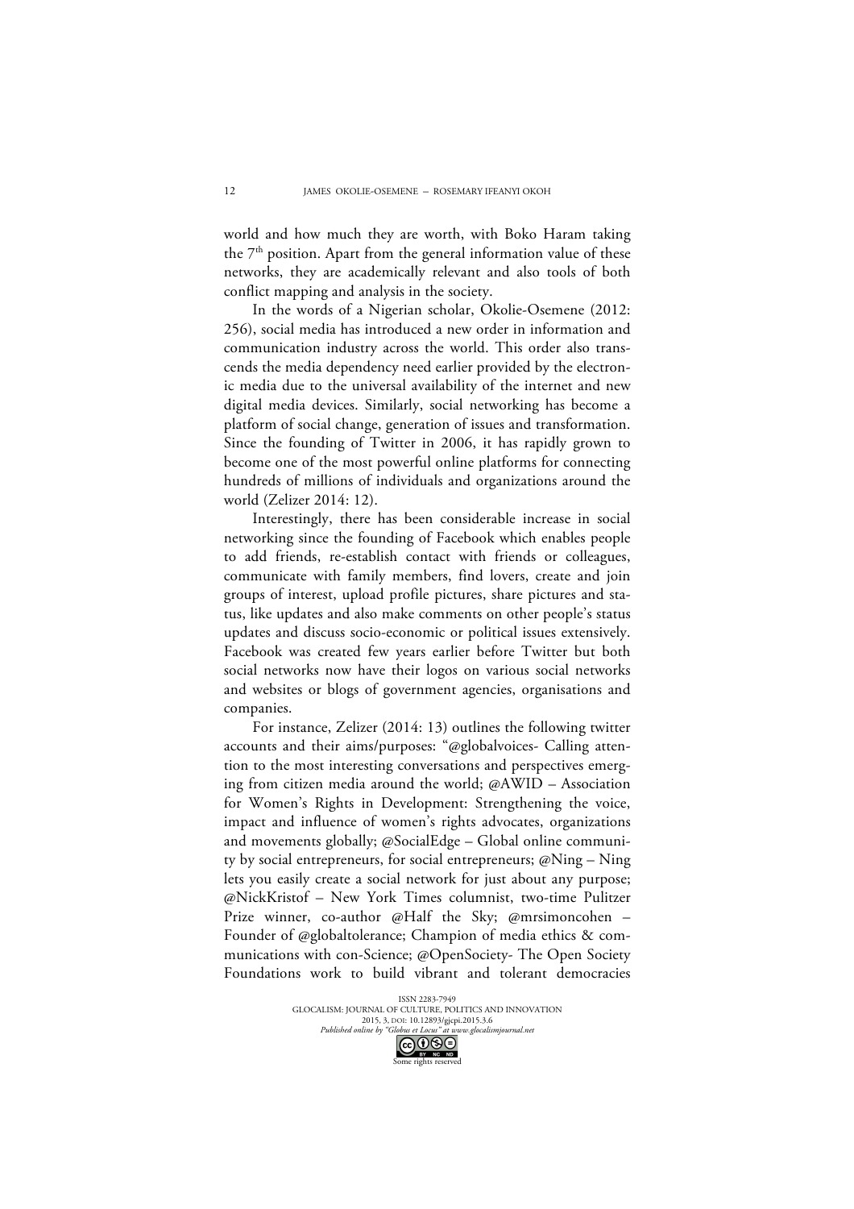world and how much they are worth, with Boko Haram taking the 7th position. Apart from the general information value of these networks, they are academically relevant and also tools of both conflict mapping and analysis in the society.

In the words of a Nigerian scholar, Okolie-Osemene (2012: 256), social media has introduced a new order in information and communication industry across the world. This order also transcends the media dependency need earlier provided by the electronic media due to the universal availability of the internet and new digital media devices. Similarly, social networking has become a platform of social change, generation of issues and transformation. Since the founding of Twitter in 2006, it has rapidly grown to become one of the most powerful online platforms for connecting hundreds of millions of individuals and organizations around the world (Zelizer 2014: 12).

Interestingly, there has been considerable increase in social networking since the founding of Facebook which enables people to add friends, re-establish contact with friends or colleagues, communicate with family members, find lovers, create and join groups of interest, upload profile pictures, share pictures and status, like updates and also make comments on other people's status updates and discuss socio-economic or political issues extensively. Facebook was created few years earlier before Twitter but both social networks now have their logos on various social networks and websites or blogs of government agencies, organisations and companies.

For instance, Zelizer (2014: 13) outlines the following twitter accounts and their aims/purposes: "@globalvoices- Calling attention to the most interesting conversations and perspectives emerging from citizen media around the world; @AWID – Association for Women's Rights in Development: Strengthening the voice, impact and influence of women's rights advocates, organizations and movements globally; @SocialEdge – Global online community by social entrepreneurs, for social entrepreneurs; @Ning – Ning lets you easily create a social network for just about any purpose; @NickKristof – New York Times columnist, two-time Pulitzer Prize winner, co-author @Half the Sky; @mrsimoncohen – Founder of @globaltolerance; Champion of media ethics & communications with con-Science; @OpenSociety- The Open Society Foundations work to build vibrant and tolerant democracies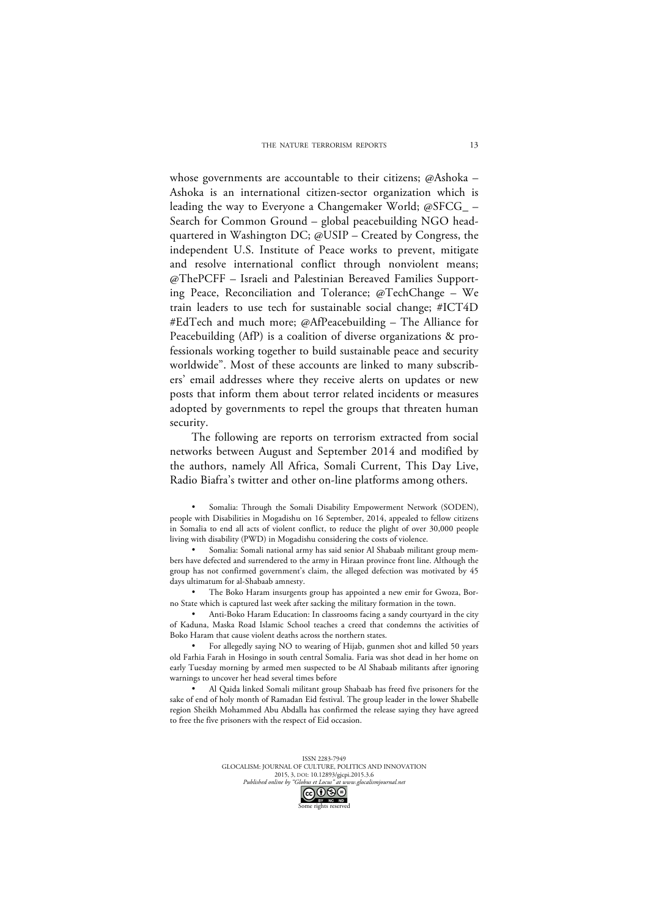whose governments are accountable to their citizens; @Ashoka – Ashoka is an international citizen-sector organization which is leading the way to Everyone a Changemaker World; @SFCG_ – Search for Common Ground – global peacebuilding NGO headquartered in Washington DC; @USIP – Created by Congress, the independent U.S. Institute of Peace works to prevent, mitigate and resolve international conflict through nonviolent means; @ThePCFF – Israeli and Palestinian Bereaved Families Supporting Peace, Reconciliation and Tolerance; @TechChange – We train leaders to use tech for sustainable social change; #ICT4D #EdTech and much more; @AfPeacebuilding – The Alliance for Peacebuilding (AfP) is a coalition of diverse organizations & professionals working together to build sustainable peace and security worldwide". Most of these accounts are linked to many subscribers' email addresses where they receive alerts on updates or new posts that inform them about terror related incidents or measures adopted by governments to repel the groups that threaten human security.

The following are reports on terrorism extracted from social networks between August and September 2014 and modified by the authors, namely All Africa, Somali Current, This Day Live, Radio Biafra's twitter and other on-line platforms among others.

- Somalia: Through the Somali Disability Empowerment Network (SODEN), people with Disabilities in Mogadishu on 16 September, 2014, appealed to fellow citizens in Somalia to end all acts of violent conflict, to reduce the plight of over 30,000 people living with disability (PWD) in Mogadishu considering the costs of violence.
- Somalia: Somali national army has said senior Al Shabaab militant group members have defected and surrendered to the army in Hiraan province front line. Although the group has not confirmed government's claim, the alleged defection was motivated by 45 days ultimatum for al-Shabaab amnesty.
- The Boko Haram insurgents group has appointed a new emir for Gwoza, Borno State which is captured last week after sacking the military formation in the town.
- Anti-Boko Haram Education: In classrooms facing a sandy courtyard in the city of Kaduna, Maska Road Islamic School teaches a creed that condemns the activities of Boko Haram that cause violent deaths across the northern states.
- For allegedly saying NO to wearing of Hijab, gunmen shot and killed 50 years old Farhia Farah in Hosingo in south central Somalia. Faria was shot dead in her home on early Tuesday morning by armed men suspected to be Al Shabaab militants after ignoring warnings to uncover her head several times before
- Al Qaida linked Somali militant group Shabaab has freed five prisoners for the sake of end of holy month of Ramadan Eid festival. The group leader in the lower Shabelle region Sheikh Mohammed Abu Abdalla has confirmed the release saying they have agreed to free the five prisoners with the respect of Eid occasion.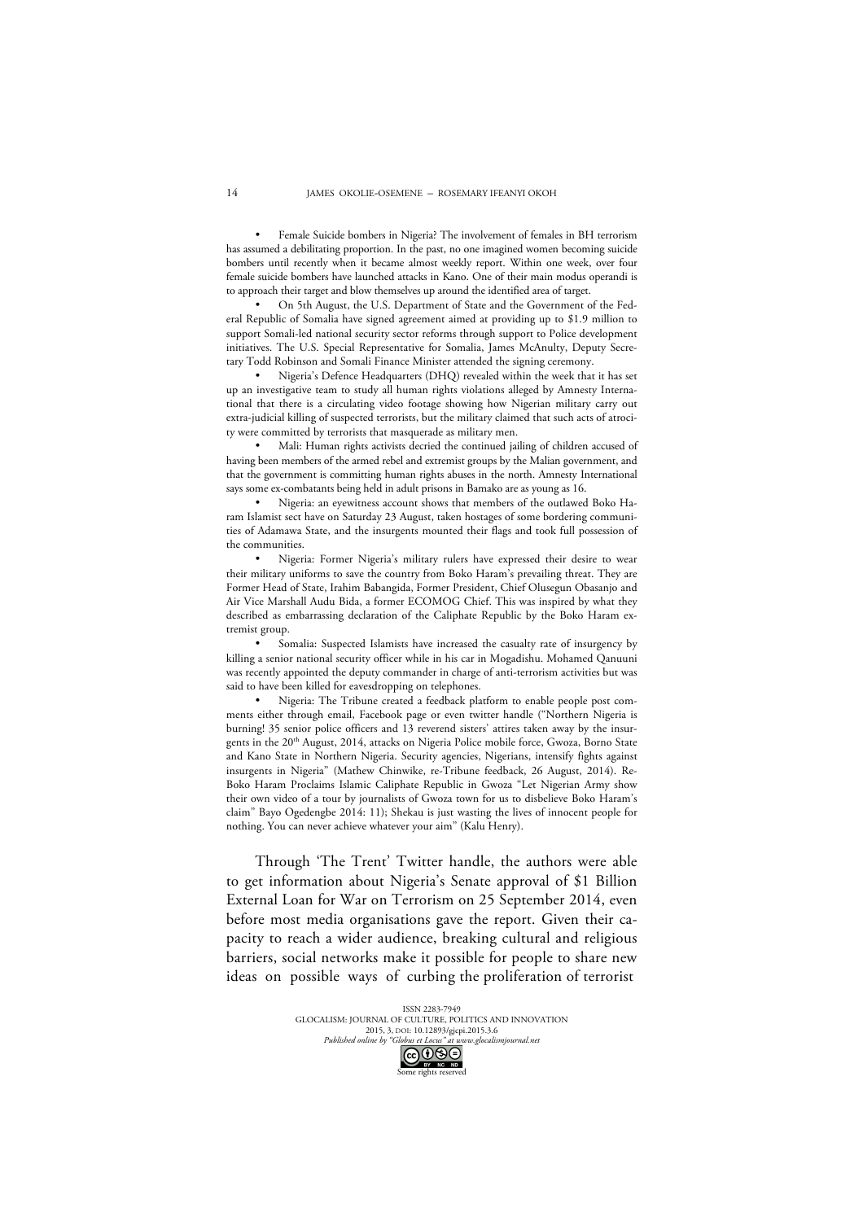- Female Suicide bombers in Nigeria? The involvement of females in BH terrorism has assumed a debilitating proportion. In the past, no one imagined women becoming suicide bombers until recently when it became almost weekly report. Within one week, over four female suicide bombers have launched attacks in Kano. One of their main modus operandi is to approach their target and blow themselves up around the identified area of target.
- On 5th August, the U.S. Department of State and the Government of the Federal Republic of Somalia have signed agreement aimed at providing up to $1.9 million to support Somali-led national security sector reforms through support to Police development initiatives. The U.S. Special Representative for Somalia, James McAnulty, Deputy Secretary Todd Robinson and Somali Finance Minister attended the signing ceremony.
- Nigeria's Defence Headquarters (DHQ) revealed within the week that it has set up an investigative team to study all human rights violations alleged by Amnesty International that there is a circulating video footage showing how Nigerian military carry out extra-judicial killing of suspected terrorists, but the military claimed that such acts of atrocity were committed by terrorists that masquerade as military men.
- Mali: Human rights activists decried the continued jailing of children accused of having been members of the armed rebel and extremist groups by the Malian government, and that the government is committing human rights abuses in the north. Amnesty International says some ex-combatants being held in adult prisons in Bamako are as young as 16.
- Nigeria: an eyewitness account shows that members of the outlawed Boko Haram Islamist sect have on Saturday 23 August, taken hostages of some bordering communities of Adamawa State, and the insurgents mounted their flags and took full possession of the communities.
- Nigeria: Former Nigeria's military rulers have expressed their desire to wear their military uniforms to save the country from Boko Haram's prevailing threat. They are Former Head of State, Irahim Babangida, Former President, Chief Olusegun Obasanjo and Air Vice Marshall Audu Bida, a former ECOMOG Chief. This was inspired by what they described as embarrassing declaration of the Caliphate Republic by the Boko Haram extremist group.
- Somalia: Suspected Islamists have increased the casualty rate of insurgency by killing a senior national security officer while in his car in Mogadishu. Mohamed Qanuuni was recently appointed the deputy commander in charge of anti-terrorism activities but was said to have been killed for eavesdropping on telephones.
- Nigeria: The Tribune created a feedback platform to enable people post comments either through email, Facebook page or even twitter handle ("Northern Nigeria is burning! 35 senior police officers and 13 reverend sisters' attires taken away by the insurgents in the 20th August, 2014, attacks on Nigeria Police mobile force, Gwoza, Borno State and Kano State in Northern Nigeria. Security agencies, Nigerians, intensify fights against insurgents in Nigeria" (Mathew Chinwike, re-Tribune feedback, 26 August, 2014). Re-Boko Haram Proclaims Islamic Caliphate Republic in Gwoza "Let Nigerian Army show their own video of a tour by journalists of Gwoza town for us to disbelieve Boko Haram's claim" Bayo Ogedengbe 2014: 11); Shekau is just wasting the lives of innocent people for nothing. You can never achieve whatever your aim" (Kalu Henry).

Through 'The Trent' Twitter handle, the authors were able to get information about Nigeria's Senate approval of $1 Billion External Loan for War on Terrorism on 25 September 2014, even before most media organisations gave the report. Given their capacity to reach a wider audience, breaking cultural and religious barriers, social networks make it possible for people to share new ideas on possible ways of curbing the proliferation of terrorist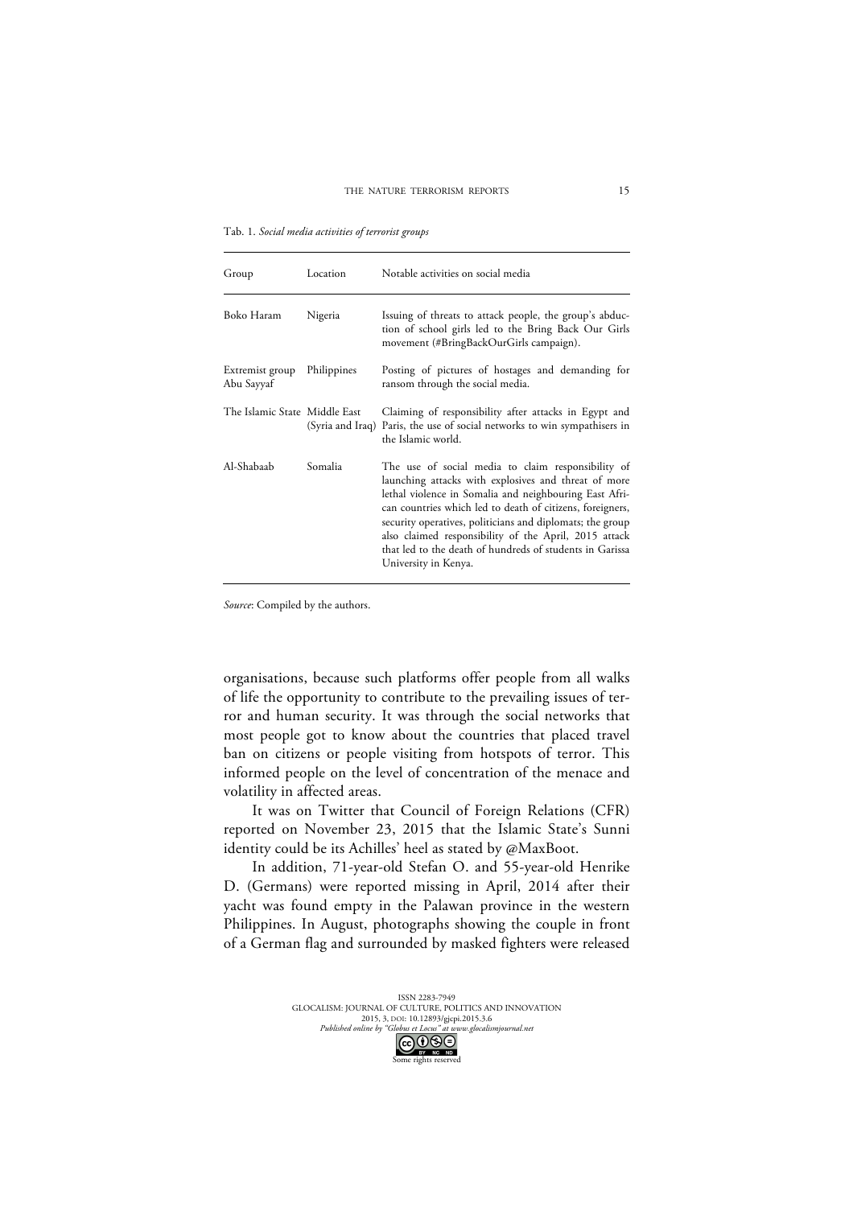Tab. 1. *Social media activities of terrorist groups*

| Group | Location | Notable activities on social media |
|---|---|---|
| Boko Haram | Nigeria | Issuing of threats to attack people, the group's abduction of school girls led to the Bring Back Our Girls movement (#BringBackOurGirls campaign). |
| Extremist group Abu Sayyaf | Philippines | Posting of pictures of hostages and demanding for ransom through the social media. |
| The Islamic State | Middle East (Syria and Iraq) | Claiming of responsibility after attacks in Egypt and Paris, the use of social networks to win sympathisers in the Islamic world. |
| Al-Shabaab | Somalia | The use of social media to claim responsibility of launching attacks with explosives and threat of more lethal violence in Somalia and neighbouring East African countries which led to death of citizens, foreigners, security operatives, politicians and diplomats; the group also claimed responsibility of the April, 2015 attack that led to the death of hundreds of students in Garissa University in Kenya. |

*Source*: Compiled by the authors.

organisations, because such platforms offer people from all walks of life the opportunity to contribute to the prevailing issues of terror and human security. It was through the social networks that most people got to know about the countries that placed travel ban on citizens or people visiting from hotspots of terror. This informed people on the level of concentration of the menace and volatility in affected areas.

It was on Twitter that Council of Foreign Relations (CFR) reported on November 23, 2015 that the Islamic State's Sunni identity could be its Achilles' heel as stated by @MaxBoot.

In addition, 71-year-old Stefan O. and 55-year-old Henrike D. (Germans) were reported missing in April, 2014 after their yacht was found empty in the Palawan province in the western Philippines. In August, photographs showing the couple in front of a German flag and surrounded by masked fighters were released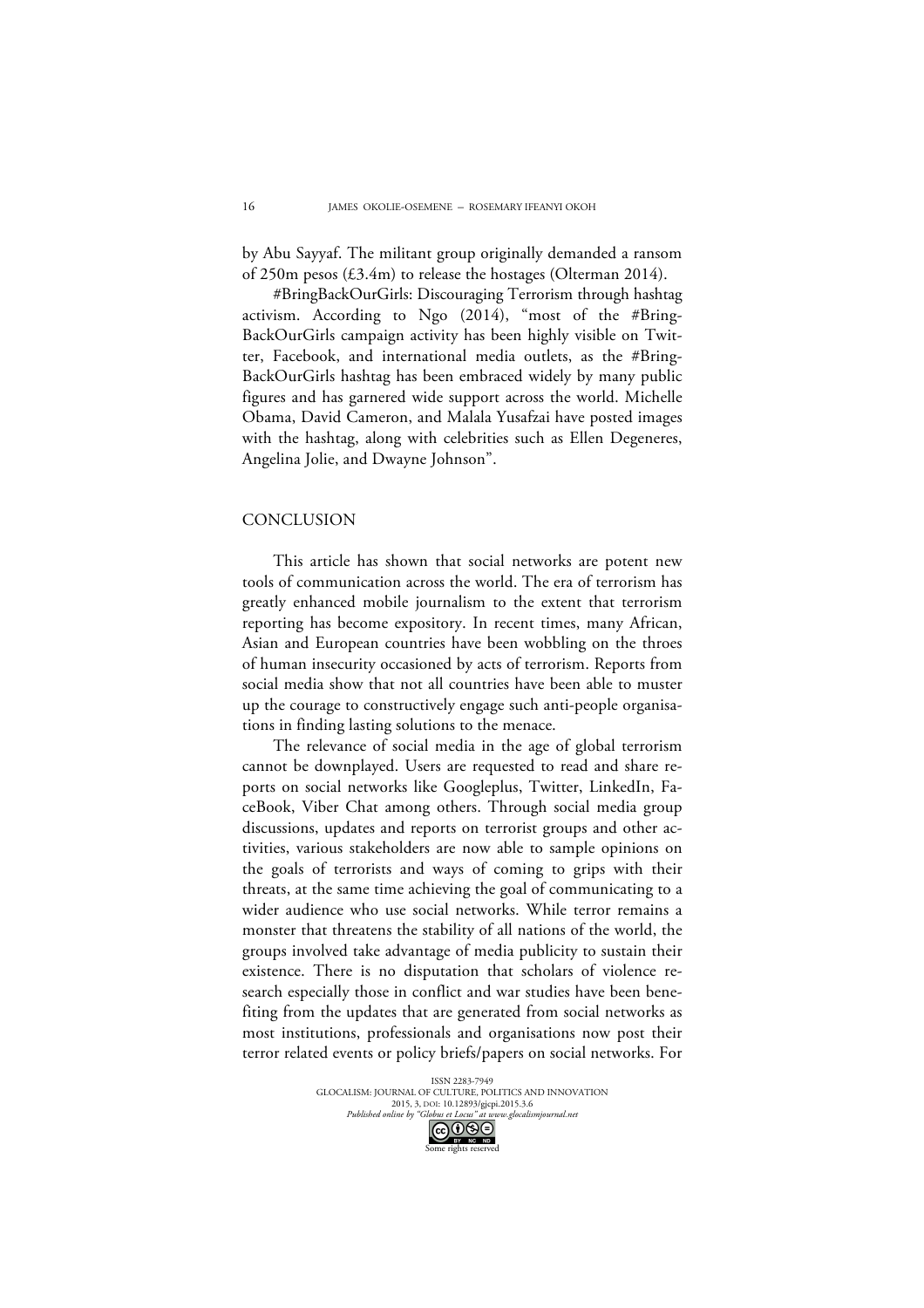by Abu Sayyaf. The militant group originally demanded a ransom of 250m pesos (£3.4m) to release the hostages (Olterman 2014).

#BringBackOurGirls: Discouraging Terrorism through hashtag activism. According to Ngo (2014), "most of the #BringBackOurGirls campaign activity has been highly visible on Twitter, Facebook, and international media outlets, as the #BringBackOurGirls hashtag has been embraced widely by many public figures and has garnered wide support across the world. Michelle Obama, David Cameron, and Malala Yusafzai have posted images with the hashtag, along with celebrities such as Ellen Degeneres, Angelina Jolie, and Dwayne Johnson".

## CONCLUSION

This article has shown that social networks are potent new tools of communication across the world. The era of terrorism has greatly enhanced mobile journalism to the extent that terrorism reporting has become expository. In recent times, many African, Asian and European countries have been wobbling on the throes of human insecurity occasioned by acts of terrorism. Reports from social media show that not all countries have been able to muster up the courage to constructively engage such anti-people organisations in finding lasting solutions to the menace.

The relevance of social media in the age of global terrorism cannot be downplayed. Users are requested to read and share reports on social networks like Googleplus, Twitter, LinkedIn, FaceBook, Viber Chat among others. Through social media group discussions, updates and reports on terrorist groups and other activities, various stakeholders are now able to sample opinions on the goals of terrorists and ways of coming to grips with their threats, at the same time achieving the goal of communicating to a wider audience who use social networks. While terror remains a monster that threatens the stability of all nations of the world, the groups involved take advantage of media publicity to sustain their existence. There is no disputation that scholars of violence research especially those in conflict and war studies have been benefiting from the updates that are generated from social networks as most institutions, professionals and organisations now post their terror related events or policy briefs/papers on social networks. For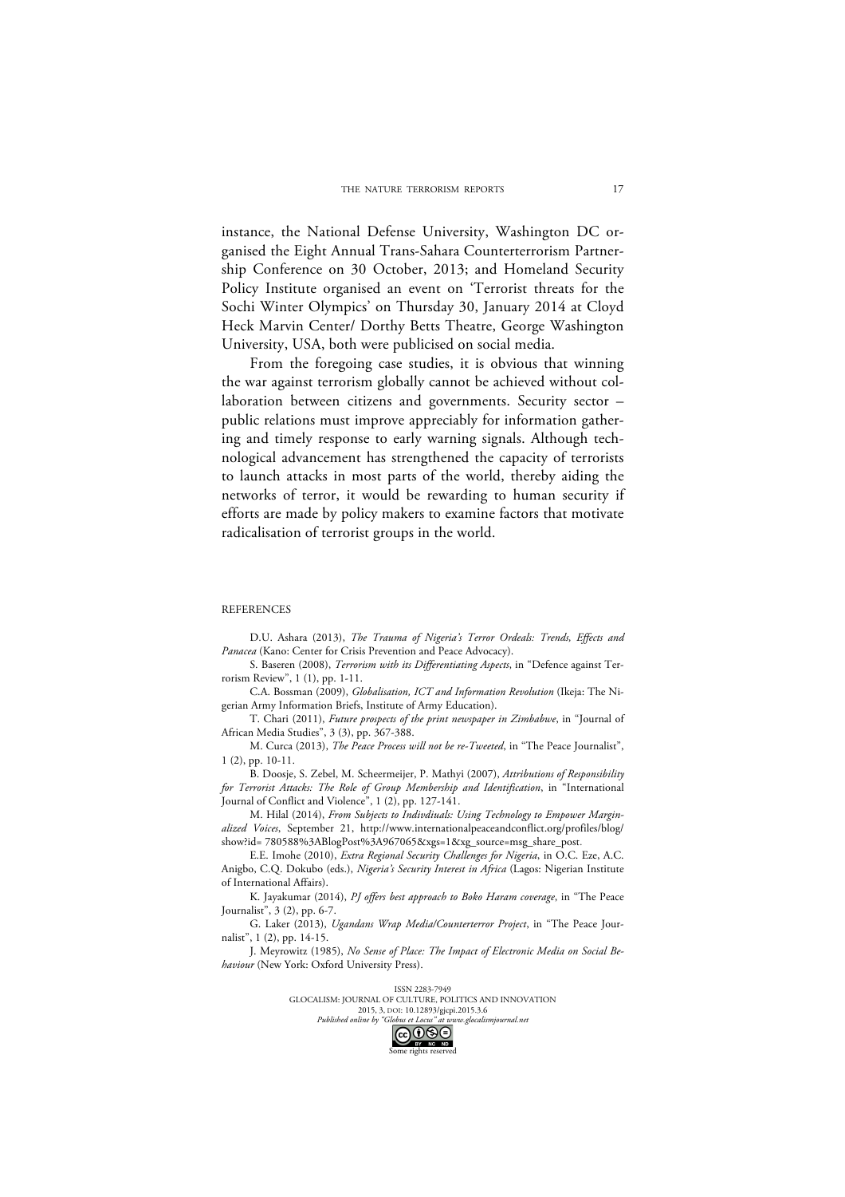instance, the National Defense University, Washington DC organised the Eight Annual Trans-Sahara Counterterrorism Partnership Conference on 30 October, 2013; and Homeland Security Policy Institute organised an event on 'Terrorist threats for the Sochi Winter Olympics' on Thursday 30, January 2014 at Cloyd Heck Marvin Center/ Dorthy Betts Theatre, George Washington University, USA, both were publicised on social media.

From the foregoing case studies, it is obvious that winning the war against terrorism globally cannot be achieved without collaboration between citizens and governments. Security sector – public relations must improve appreciably for information gathering and timely response to early warning signals. Although technological advancement has strengthened the capacity of terrorists to launch attacks in most parts of the world, thereby aiding the networks of terror, it would be rewarding to human security if efforts are made by policy makers to examine factors that motivate radicalisation of terrorist groups in the world.

## REFERENCES

D.U. Ashara (2013), *The Trauma of Nigeria's Terror Ordeals: Trends, Effects and Panacea* (Kano: Center for Crisis Prevention and Peace Advocacy).

S. Baseren (2008), *Terrorism with its Differentiating Aspects*, in "Defence against Terrorism Review", 1 (1), pp. 1-11.

C.A. Bossman (2009), *Globalisation, ICT and Information Revolution* (Ikeja: The Nigerian Army Information Briefs, Institute of Army Education).

T. Chari (2011), *Future prospects of the print newspaper in Zimbabwe*, in "Journal of African Media Studies", 3 (3), pp. 367-388.

M. Curca (2013), *The Peace Process will not be re-Tweeted*, in "The Peace Journalist", 1 (2), pp. 10-11.

B. Doosje, S. Zebel, M. Scheermeijer, P. Mathyi (2007), *Attributions of Responsibility for Terrorist Attacks: The Role of Group Membership and Identification*, in "International Journal of Conflict and Violence", 1 (2), pp. 127-141.

M. Hilal (2014), *From Subjects to Indivdiuals: Using Technology to Empower Marginalized Voices*, September 21, http://www.internationalpeaceandconflict.org/profiles/blog/show?id= 780588%3ABlogPost%3A967065&xgs=1&xg_source=msg_share_post.

E.E. Imohe (2010), *Extra Regional Security Challenges for Nigeria*, in O.C. Eze, A.C. Anigbo, C.Q. Dokubo (eds.), *Nigeria's Security Interest in Africa* (Lagos: Nigerian Institute of International Affairs).

K. Jayakumar (2014), *PJ offers best approach to Boko Haram coverage*, in "The Peace Journalist", 3 (2), pp. 6-7.

G. Laker (2013), *Ugandans Wrap Media/Counterterror Project*, in "The Peace Journalist", 1 (2), pp. 14-15.

J. Meyrowitz (1985), *No Sense of Place: The Impact of Electronic Media on Social Behaviour* (New York: Oxford University Press).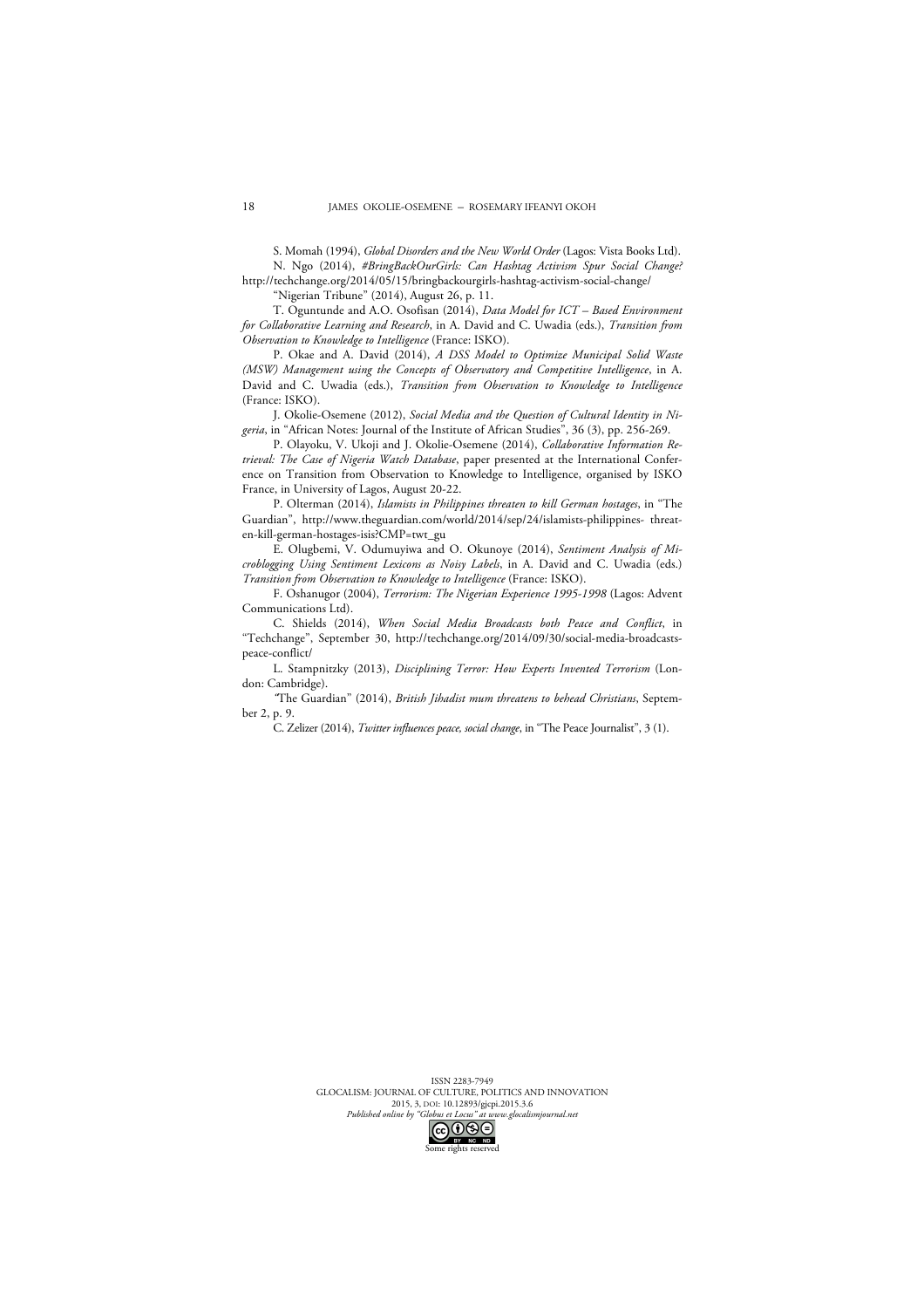S. Momah (1994), *Global Disorders and the New World Order* (Lagos: Vista Books Ltd).

N. Ngo (2014), *#BringBackOurGirls: Can Hashtag Activism Spur Social Change?* http://techchange.org/2014/05/15/bringbackourgirls-hashtag-activism-social-change/

"Nigerian Tribune" (2014), August 26, p. 11.

T. Oguntunde and A.O. Osofisan (2014), *Data Model for ICT – Based Environment for Collaborative Learning and Research*, in A. David and C. Uwadia (eds.), *Transition from Observation to Knowledge to Intelligence* (France: ISKO).

P. Okae and A. David (2014), *A DSS Model to Optimize Municipal Solid Waste (MSW) Management using the Concepts of Observatory and Competitive Intelligence*, in A. David and C. Uwadia (eds.), *Transition from Observation to Knowledge to Intelligence* (France: ISKO).

J. Okolie-Osemene (2012), *Social Media and the Question of Cultural Identity in Nigeria*, in "African Notes: Journal of the Institute of African Studies", 36 (3), pp. 256-269.

P. Olayoku, V. Ukoji and J. Okolie-Osemene (2014), *Collaborative Information Retrieval: The Case of Nigeria Watch Database*, paper presented at the International Conference on Transition from Observation to Knowledge to Intelligence, organised by ISKO France, in University of Lagos, August 20-22.

P. Olterman (2014), *Islamists in Philippines threaten to kill German hostages*, in "The Guardian", http://www.theguardian.com/world/2014/sep/24/islamists-philippines- threaten-kill-german-hostages-isis?CMP=twt_gu

E. Olugbemi, V. Odumuyiwa and O. Okunoye (2014), *Sentiment Analysis of Microblogging Using Sentiment Lexicons as Noisy Labels*, in A. David and C. Uwadia (eds.) *Transition from Observation to Knowledge to Intelligence* (France: ISKO).

F. Oshanugor (2004), *Terrorism: The Nigerian Experience 1995-1998* (Lagos: Advent Communications Ltd).

C. Shields (2014), *When Social Media Broadcasts both Peace and Conflict*, in "Techchange", September 30, http://techchange.org/2014/09/30/social-media-broadcasts-peace-conflict/

L. Stampnitzky (2013), *Disciplining Terror: How Experts Invented Terrorism* (London: Cambridge).

"The Guardian" (2014), *British Jihadist mum threatens to behead Christians*, September 2, p. 9.

C. Zelizer (2014), *Twitter influences peace, social change*, in "The Peace Journalist", 3 (1).